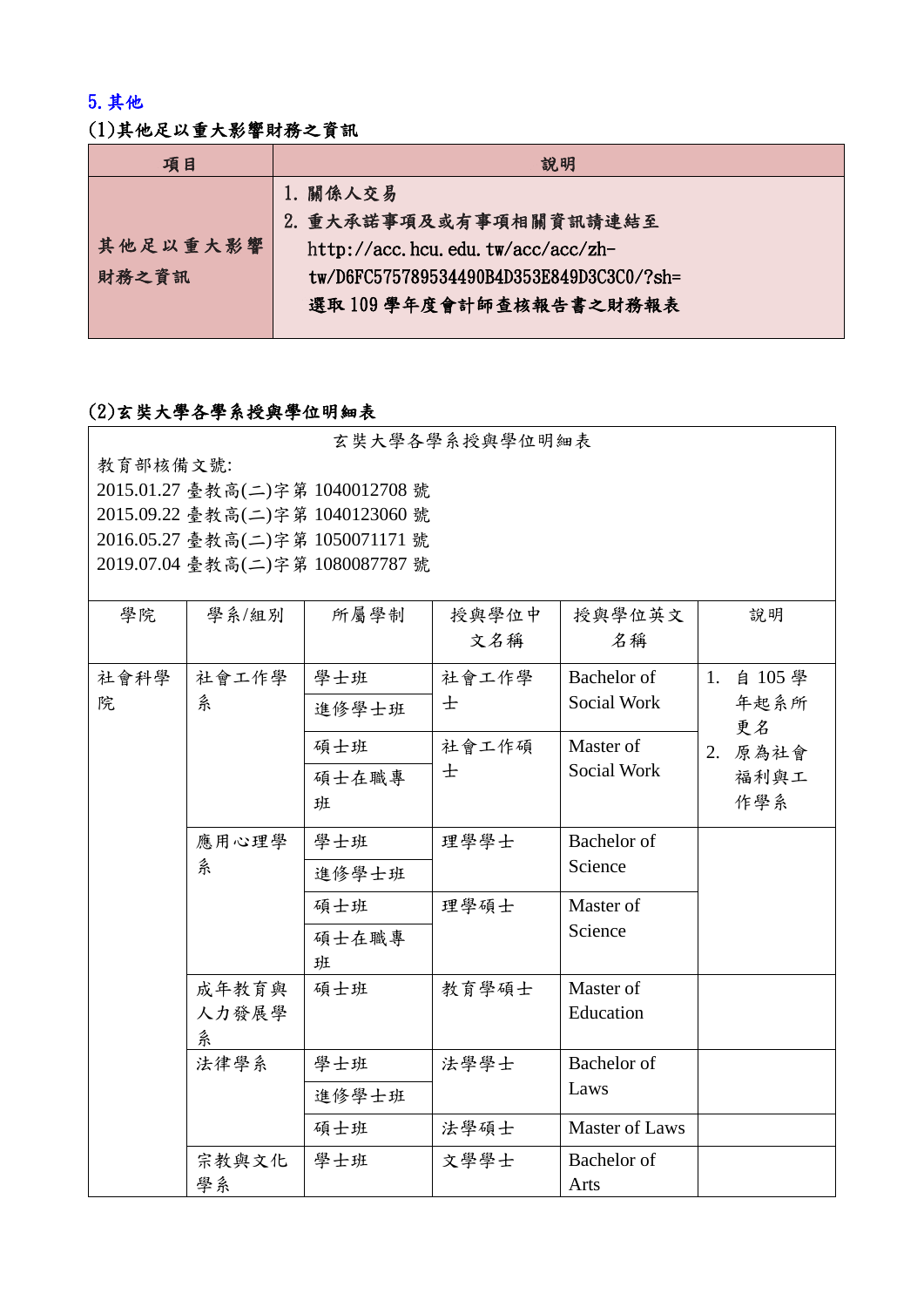## 5.其他

### (1)其他足以重大影響財務之資訊

| 項目 | 說明 |
|---|---|
| 其他足以重大影響財務之資訊 | 1. 關係人交易<br>2. 重大承諾事項及或有事項相關資訊請連結至 http://acc.hcu.edu.tw/acc/acc/zh-tw/D6FC575789534490B4D353E849D3C3C0/?sh= 選取 109 學年度會計師查核報告書之財務報表 |

### (2)玄奘大學各學系授與學位明細表

玄奘大學各學系授與學位明細表

教育部核備文號:
2015.01.27 臺教高(二)字第 1040012708 號
2015.09.22 臺教高(二)字第 1040123060 號
2016.05.27 臺教高(二)字第 1050071171 號
2019.07.04 臺教高(二)字第 1080087787 號

| 學院 | 學系/組別 | 所屬學制 | 授與學位中文名稱 | 授與學位英文名稱 | 說明 |
|---|---|---|---|---|---|
| 社會科學院 | 社會工作學系 | 學士班 | 社會工作學士 | Bachelor of Social Work | 1. 自 105 學年起系所更名<br>2. 原為社會福利與工作學系 |
| | | 進修學士班 | | | |
| | | 碩士班 | 社會工作碩士 | Master of Social Work | |
| | | 碩士在職專班 | | | |
| | 應用心理學系 | 學士班 | 理學學士 | Bachelor of Science | |
| | | 進修學士班 | | | |
| | | 碩士班 | 理學碩士 | Master of Science | |
| | | 碩士在職專班 | | | |
| | 成年教育與人力發展學系 | 碩士班 | 教育學碩士 | Master of Education | |
| | 法律學系 | 學士班 | 法學學士 | Bachelor of Laws | |
| | | 進修學士班 | | | |
| | | 碩士班 | 法學碩士 | Master of Laws | |
| | 宗教與文化學系 | 學士班 | 文學學士 | Bachelor of Arts | |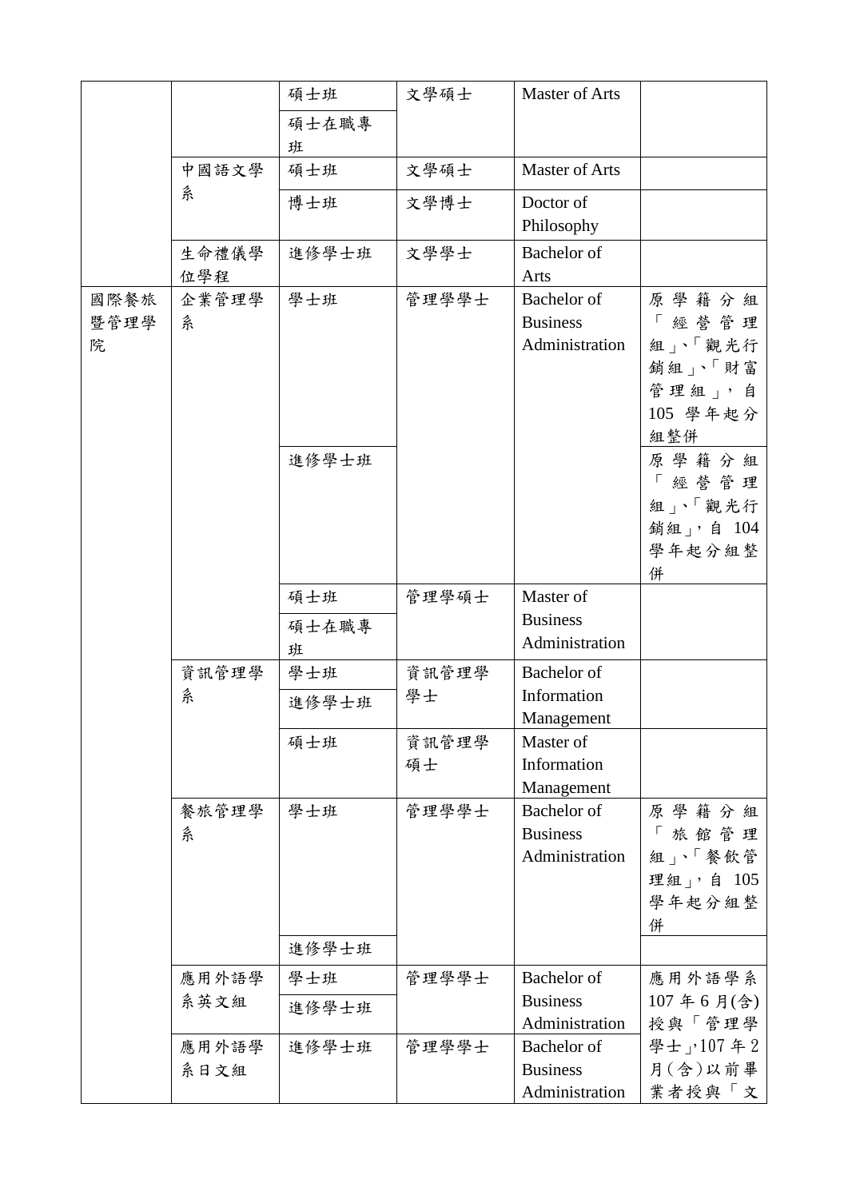| | | 碩士班 | 文學碩士 | Master of Arts | |
|---|---|---|---|---|---|
| | | 碩士在職專班 | | | |
| | 中國語文學系 | 碩士班 | 文學碩士 | Master of Arts | |
| | | 博士班 | 文學博士 | Doctor of Philosophy | |
| | 生命禮儀學位學程 | 進修學士班 | 文學學士 | Bachelor of Arts | |
| 國際餐旅暨管理學院 | 企業管理學系 | 學士班 | 管理學學士 | Bachelor of Business Administration | 原學籍分組「經營管理組」、「觀光行銷組」、「財富管理組」，自 105 學年起分組整併 |
| | | 進修學士班 | | | 原學籍分組「經營管理組」、「觀光行銷組」，自 104 學年起分組整併 |
| | | 碩士班 | 管理學碩士 | Master of Business Administration | |
| | | 碩士在職專班 | | | |
| | 資訊管理學系 | 學士班 | 資訊管理學學士 | Bachelor of Information Management | |
| | | 進修學士班 | | | |
| | | 碩士班 | 資訊管理學碩士 | Master of Information Management | |
| | 餐旅管理學系 | 學士班 | 管理學學士 | Bachelor of Business Administration | 原學籍分組「旅館管理組」、「餐飲管理組」，自 105 學年起分組整併 |
| | | 進修學士班 | | | |
| | 應用外語學系英文組 | 學士班 | 管理學學士 | Bachelor of Business Administration | 應用外語學系 107 年 6 月(含)授與「管理學學士」，107 年 2 月(含)以前畢業者授與「文 |
| | | 進修學士班 | | | |
| | 應用外語學系日文組 | 進修學士班 | 管理學學士 | Bachelor of Business Administration | |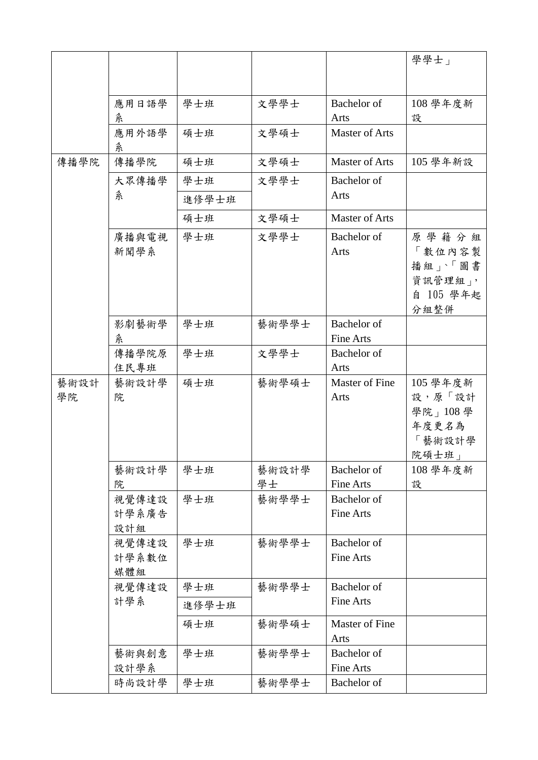| | | | | | 學學士」 |
|---|---|---|---|---|---|
| | 應用日語學系 | 學士班 | 文學學士 | Bachelor of Arts | 108 學年度新設 |
| | 應用外語學系 | 碩士班 | 文學碩士 | Master of Arts | |
| 傳播學院 | 傳播學院 | 碩士班 | 文學碩士 | Master of Arts | 105 學年新設 |
| | 大眾傳播學系 | 學士班 | 文學學士 | Bachelor of Arts | |
| | | 進修學士班 | | | |
| | | 碩士班 | 文學碩士 | Master of Arts | |
| | 廣播與電視新聞學系 | 學士班 | 文學學士 | Bachelor of Arts | 原學籍分組「數位內容製播組」、「圖書資訊管理組」，自 105 學年起分組整併 |
| | 影劇藝術學系 | 學士班 | 藝術學學士 | Bachelor of Fine Arts | |
| | 傳播學院原住民專班 | 學士班 | 文學學士 | Bachelor of Arts | |
| 藝術設計學院 | 藝術設計學院 | 碩士班 | 藝術學碩士 | Master of Fine Arts | 105 學年度新設，原「設計學院」108 學年度更名為「藝術設計學院碩士班」 |
| | 藝術設計學院 | 學士班 | 藝術設計學學士 | Bachelor of Fine Arts | 108 學年度新設 |
| | 視覺傳達設計學系廣告設計組 | 學士班 | 藝術學學士 | Bachelor of Fine Arts | |
| | 視覺傳達設計學系數位媒體組 | 學士班 | 藝術學學士 | Bachelor of Fine Arts | |
| | 視覺傳達設計學系 | 學士班 | 藝術學學士 | Bachelor of Fine Arts | |
| | | 進修學士班 | | | |
| | | 碩士班 | 藝術學碩士 | Master of Fine Arts | |
| | 藝術與創意設計學系 | 學士班 | 藝術學學士 | Bachelor of Fine Arts | |
| | 時尚設計學 | 學士班 | 藝術學學士 | Bachelor of | |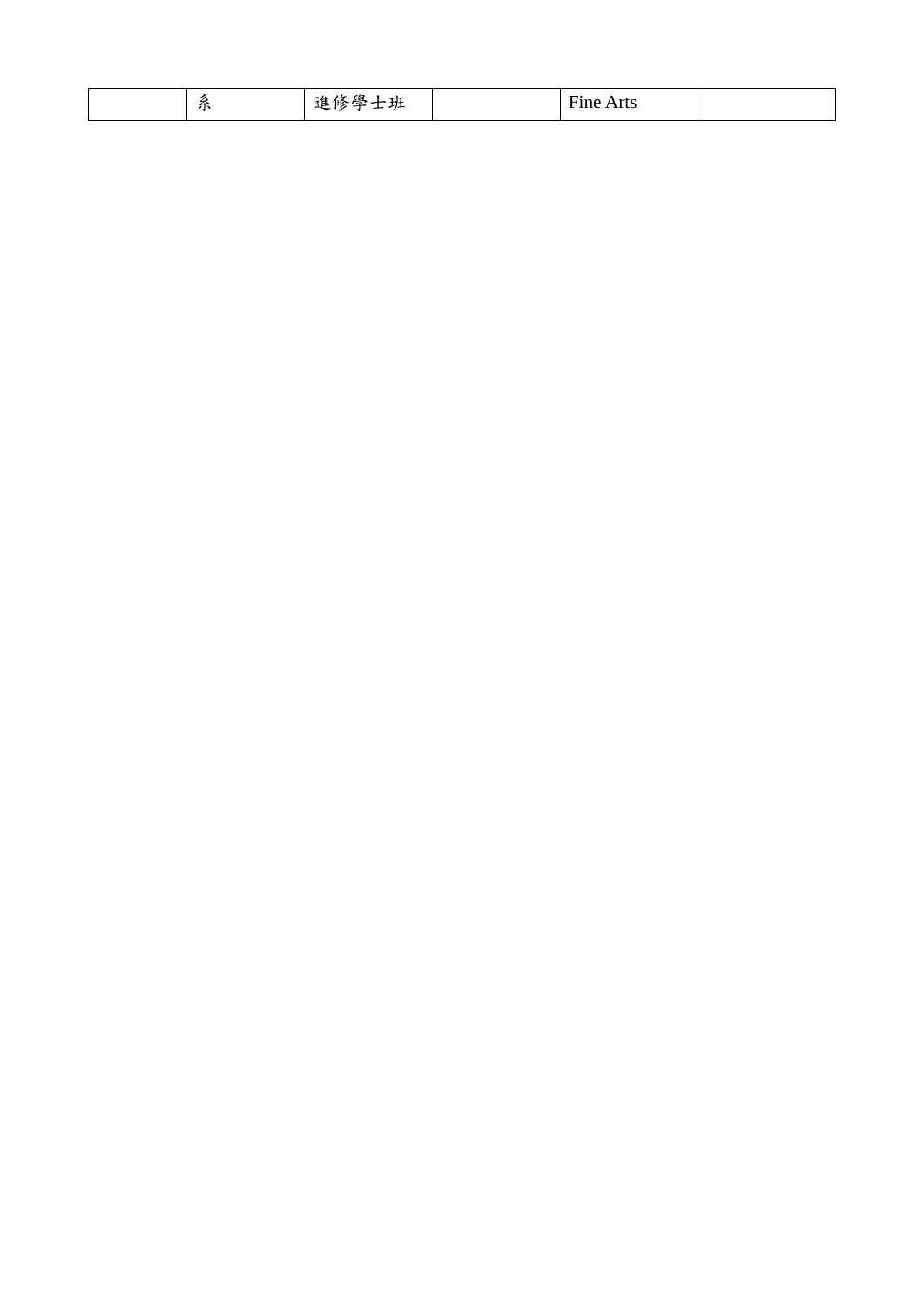| | | | | | |
|---|---|---|---|---|---|
| | 系 | 進修學士班 | | Fine Arts | |